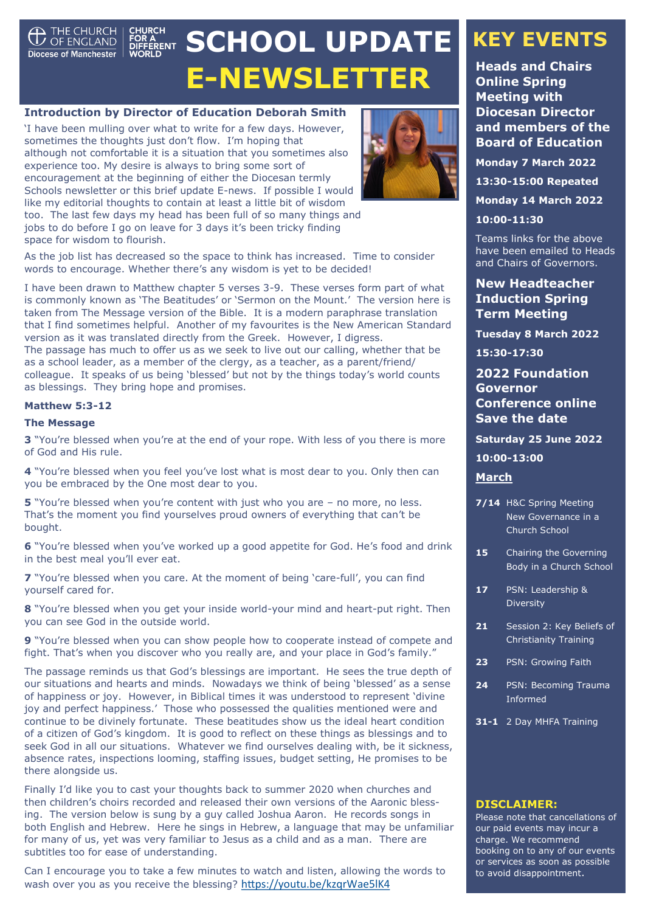THE CHURCH OF ENGLAND Diocese of Manchester | CHURCH FOR A DIFFERENT WORLD

# SCHOOL UPDATE E-NEWSLETTER

## Introduction by Director of Education Deborah Smith

'I have been mulling over what to write for a few days. However, sometimes the thoughts just don't flow. I'm hoping that although not comfortable it is a situation that you sometimes also experience too. My desire is always to bring some sort of encouragement at the beginning of either the Diocesan termly Schools newsletter or this brief update E-news. If possible I would like my editorial thoughts to contain at least a little bit of wisdom too. The last few days my head has been full of so many things and jobs to do before I go on leave for 3 days it's been tricky finding space for wisdom to flourish.

As the job list has decreased so the space to think has increased. Time to consider words to encourage. Whether there's any wisdom is yet to be decided!

I have been drawn to Matthew chapter 5 verses 3-9. These verses form part of what is commonly known as 'The Beatitudes' or 'Sermon on the Mount.' The version here is taken from The Message version of the Bible. It is a modern paraphrase translation that I find sometimes helpful. Another of my favourites is the New American Standard version as it was translated directly from the Greek. However, I digress.
The passage has much to offer us as we seek to live out our calling, whether that be as a school leader, as a member of the clergy, as a teacher, as a parent/friend/colleague. It speaks of us being 'blessed' but not by the things today's world counts as blessings. They bring hope and promises.

**Matthew 5:3-12**

**The Message**

**3** "You're blessed when you're at the end of your rope. With less of you there is more of God and His rule.

**4** "You're blessed when you feel you've lost what is most dear to you. Only then can you be embraced by the One most dear to you.

**5** "You're blessed when you're content with just who you are – no more, no less. That's the moment you find yourselves proud owners of everything that can't be bought.

**6** "You're blessed when you've worked up a good appetite for God. He's food and drink in the best meal you'll ever eat.

**7** "You're blessed when you care. At the moment of being 'care-full', you can find yourself cared for.

**8** "You're blessed when you get your inside world-your mind and heart-put right. Then you can see God in the outside world.

**9** "You're blessed when you can show people how to cooperate instead of compete and fight. That's when you discover who you really are, and your place in God's family."

The passage reminds us that God's blessings are important. He sees the true depth of our situations and hearts and minds. Nowadays we think of being 'blessed' as a sense of happiness or joy. However, in Biblical times it was understood to represent 'divine joy and perfect happiness.' Those who possessed the qualities mentioned were and continue to be divinely fortunate. These beatitudes show us the ideal heart condition of a citizen of God's kingdom. It is good to reflect on these things as blessings and to seek God in all our situations. Whatever we find ourselves dealing with, be it sickness, absence rates, inspections looming, staffing issues, budget setting, He promises to be there alongside us.

Finally I'd like you to cast your thoughts back to summer 2020 when churches and then children's choirs recorded and released their own versions of the Aaronic blessing. The version below is sung by a guy called Joshua Aaron. He records songs in both English and Hebrew. Here he sings in Hebrew, a language that may be unfamiliar for many of us, yet was very familiar to Jesus as a child and as a man. There are subtitles too for ease of understanding.

Can I encourage you to take a few minutes to watch and listen, allowing the words to wash over you as you receive the blessing? https://youtu.be/kzqrWae5lK4

# KEY EVENTS

### Heads and Chairs Online Spring Meeting with Diocesan Director and members of the Board of Education

**Monday 7 March 2022**

**13:30-15:00 Repeated**

**Monday 14 March 2022**

**10:00-11:30**

Teams links for the above have been emailed to Heads and Chairs of Governors.

### New Headteacher Induction Spring Term Meeting

**Tuesday 8 March 2022**

**15:30-17:30**

### 2022 Foundation Governor Conference online Save the date

**Saturday 25 June 2022**

**10:00-13:00**

**March**

- **7/14** H&C Spring Meeting New Governance in a Church School
- **15** Chairing the Governing Body in a Church School
- **17** PSN: Leadership & Diversity
- **21** Session 2: Key Beliefs of Christianity Training
- **23** PSN: Growing Faith
- **24** PSN: Becoming Trauma Informed
- **31-1** 2 Day MHFA Training

**DISCLAIMER:**
Please note that cancellations of our paid events may incur a charge. We recommend booking on to any of our events or services as soon as possible to avoid disappointment.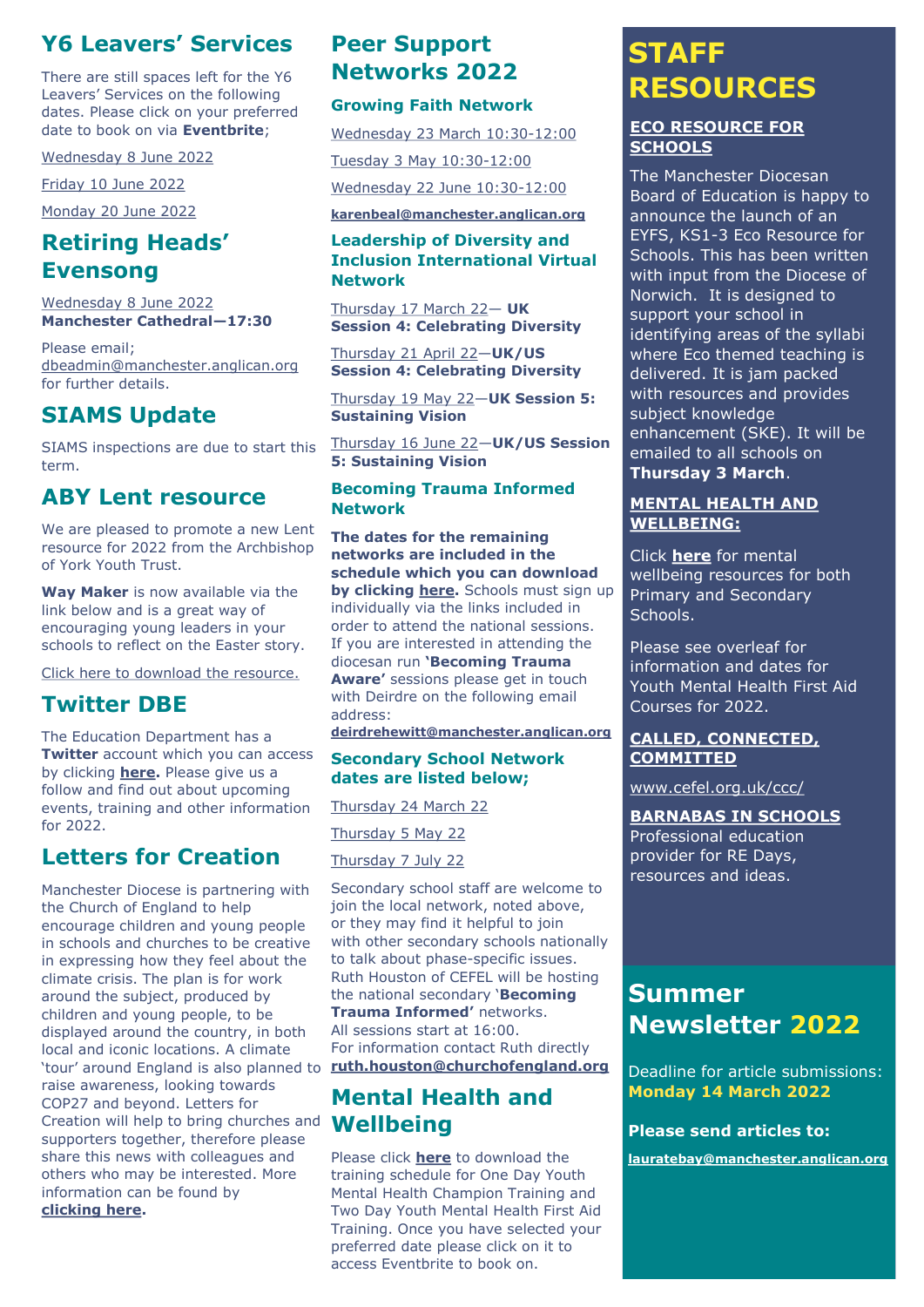## Y6 Leavers' Services

There are still spaces left for the Y6 Leavers' Services on the following dates. Please click on your preferred date to book on via **Eventbrite**;

Wednesday 8 June 2022

Friday 10 June 2022

Monday 20 June 2022

## Retiring Heads' Evensong

Wednesday 8 June 2022
**Manchester Cathedral—17:30**

Please email; dbeadmin@manchester.anglican.org for further details.

## SIAMS Update

SIAMS inspections are due to start this term.

## ABY Lent resource

We are pleased to promote a new Lent resource for 2022 from the Archbishop of York Youth Trust.

**Way Maker** is now available via the link below and is a great way of encouraging young leaders in your schools to reflect on the Easter story.

Click here to download the resource.

## Twitter DBE

The Education Department has a **Twitter** account which you can access by clicking **here.** Please give us a follow and find out about upcoming events, training and other information for 2022.

## Letters for Creation

Manchester Diocese is partnering with the Church of England to help encourage children and young people in schools and churches to be creative in expressing how they feel about the climate crisis. The plan is for work around the subject, produced by children and young people, to be displayed around the country, in both local and iconic locations. A climate 'tour' around England is also planned to raise awareness, looking towards COP27 and beyond. Letters for Creation will help to bring churches and supporters together, therefore please share this news with colleagues and others who may be interested. More information can be found by **clicking here.**

## Peer Support Networks 2022

### Growing Faith Network

Wednesday 23 March 10:30-12:00

Tuesday 3 May 10:30-12:00

Wednesday 22 June 10:30-12:00

**karenbeal@manchester.anglican.org**

### Leadership of Diversity and Inclusion International Virtual Network

Thursday 17 March 22— **UK Session 4: Celebrating Diversity**

Thursday 21 April 22—**UK/US Session 4: Celebrating Diversity**

Thursday 19 May 22—**UK Session 5: Sustaining Vision**

Thursday 16 June 22—**UK/US Session 5: Sustaining Vision**

### Becoming Trauma Informed Network

**The dates for the remaining networks are included in the schedule which you can download by clicking here.** Schools must sign up individually via the links included in order to attend the national sessions. If you are interested in attending the diocesan run **'Becoming Trauma Aware'** sessions please get in touch with Deirdre on the following email address:
**deirdrehewitt@manchester.anglican.org**

### Secondary School Network dates are listed below;

Thursday 24 March 22

Thursday 5 May 22

Thursday 7 July 22

Secondary school staff are welcome to join the local network, noted above, or they may find it helpful to join with other secondary schools nationally to talk about phase-specific issues. Ruth Houston of CEFEL will be hosting the national secondary '**Becoming Trauma Informed'** networks.
All sessions start at 16:00.
For information contact Ruth directly
**ruth.houston@churchofengland.org**

## Mental Health and Wellbeing

Please click **here** to download the training schedule for One Day Youth Mental Health Champion Training and Two Day Youth Mental Health First Aid Training. Once you have selected your preferred date please click on it to access Eventbrite to book on.

# STAFF RESOURCES

**ECO RESOURCE FOR SCHOOLS**

The Manchester Diocesan Board of Education is happy to announce the launch of an EYFS, KS1-3 Eco Resource for Schools. This has been written with input from the Diocese of Norwich. It is designed to support your school in identifying areas of the syllabi where Eco themed teaching is delivered. It is jam packed with resources and provides subject knowledge enhancement (SKE). It will be emailed to all schools on **Thursday 3 March**.

**MENTAL HEALTH AND WELLBEING:**

Click **here** for mental wellbeing resources for both Primary and Secondary Schools.

Please see overleaf for information and dates for Youth Mental Health First Aid Courses for 2022.

**CALLED, CONNECTED, COMMITTED**

www.cefel.org.uk/ccc/

**BARNABAS IN SCHOOLS**
Professional education provider for RE Days, resources and ideas.

## Summer Newsletter 2022

Deadline for article submissions: **Monday 14 March 2022**

**Please send articles to:**

**lauratebay@manchester.anglican.org**